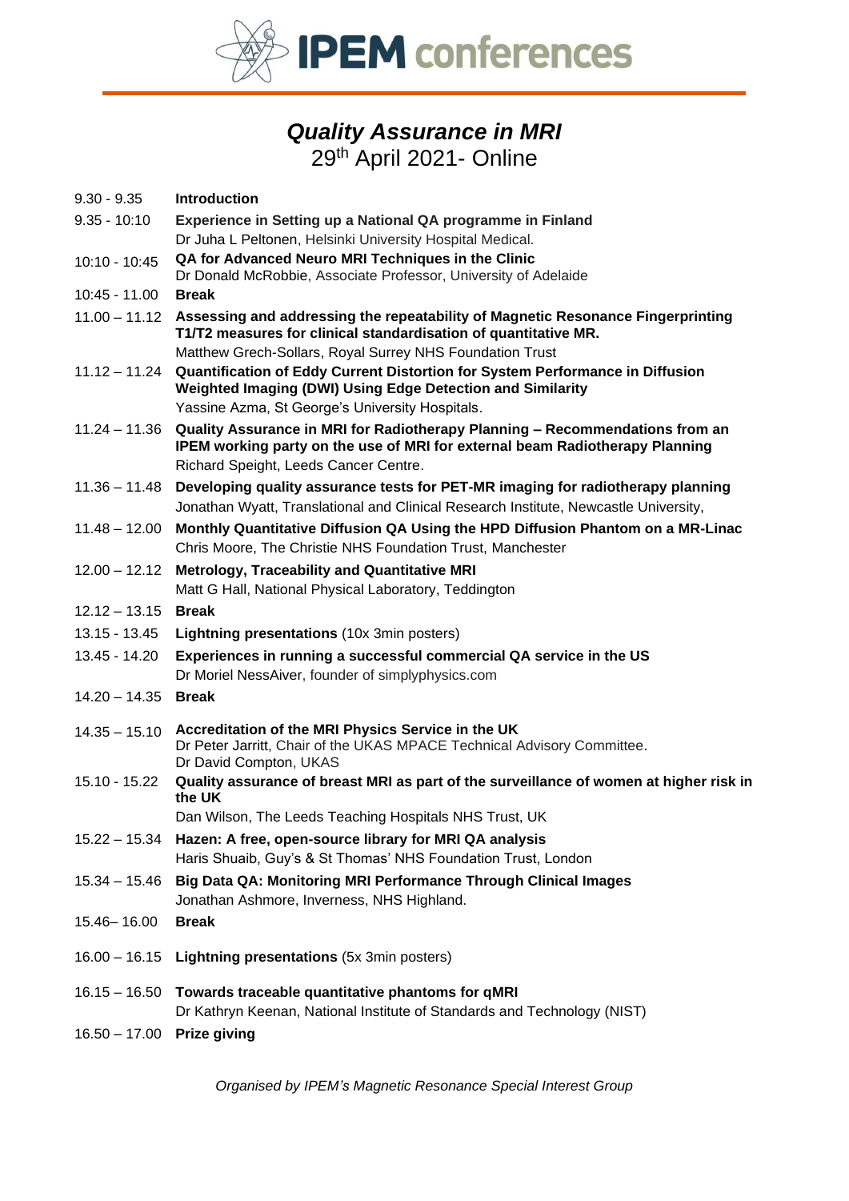**IPEM conferences**

# *Quality Assurance in MRI*

## 29th April 2021- Online

| | |
|---|---|
| 9.30 - 9.35 | **Introduction** |
| 9.35 - 10:10 | **Experience in Setting up a National QA programme in Finland**<br>Dr Juha L Peltonen, Helsinki University Hospital Medical. |
| 10:10 - 10:45 | **QA for Advanced Neuro MRI Techniques in the Clinic**<br>Dr Donald McRobbie, Associate Professor, University of Adelaide |
| 10:45 - 11.00 | **Break** |
| 11.00 – 11.12 | **Assessing and addressing the repeatability of Magnetic Resonance Fingerprinting T1/T2 measures for clinical standardisation of quantitative MR.**<br>Matthew Grech-Sollars, Royal Surrey NHS Foundation Trust |
| 11.12 – 11.24 | **Quantification of Eddy Current Distortion for System Performance in Diffusion Weighted Imaging (DWI) Using Edge Detection and Similarity**<br>Yassine Azma, St George's University Hospitals. |
| 11.24 – 11.36 | **Quality Assurance in MRI for Radiotherapy Planning – Recommendations from an IPEM working party on the use of MRI for external beam Radiotherapy Planning**<br>Richard Speight, Leeds Cancer Centre. |
| 11.36 – 11.48 | **Developing quality assurance tests for PET-MR imaging for radiotherapy planning**<br>Jonathan Wyatt, Translational and Clinical Research Institute, Newcastle University, |
| 11.48 – 12.00 | **Monthly Quantitative Diffusion QA Using the HPD Diffusion Phantom on a MR-Linac**<br>Chris Moore, The Christie NHS Foundation Trust, Manchester |
| 12.00 – 12.12 | **Metrology, Traceability and Quantitative MRI**<br>Matt G Hall, National Physical Laboratory, Teddington |
| 12.12 – 13.15 | **Break** |
| 13.15 - 13.45 | **Lightning presentations** (10x 3min posters) |
| 13.45 - 14.20 | **Experiences in running a successful commercial QA service in the US**<br>Dr Moriel NessAiver, founder of simplyphysics.com |
| 14.20 – 14.35 | **Break** |
| 14.35 – 15.10 | **Accreditation of the MRI Physics Service in the UK**<br>Dr Peter Jarritt, Chair of the UKAS MPACE Technical Advisory Committee.<br>Dr David Compton, UKAS |
| 15.10 - 15.22 | **Quality assurance of breast MRI as part of the surveillance of women at higher risk in the UK**<br>Dan Wilson, The Leeds Teaching Hospitals NHS Trust, UK |
| 15.22 – 15.34 | **Hazen: A free, open-source library for MRI QA analysis**<br>Haris Shuaib, Guy's & St Thomas' NHS Foundation Trust, London |
| 15.34 – 15.46 | **Big Data QA: Monitoring MRI Performance Through Clinical Images**<br>Jonathan Ashmore, Inverness, NHS Highland. |
| 15.46– 16.00 | **Break** |
| 16.00 – 16.15 | **Lightning presentations** (5x 3min posters) |
| 16.15 – 16.50 | **Towards traceable quantitative phantoms for qMRI**<br>Dr Kathryn Keenan, National Institute of Standards and Technology (NIST) |
| 16.50 – 17.00 | **Prize giving** |

*Organised by IPEM's Magnetic Resonance Special Interest Group*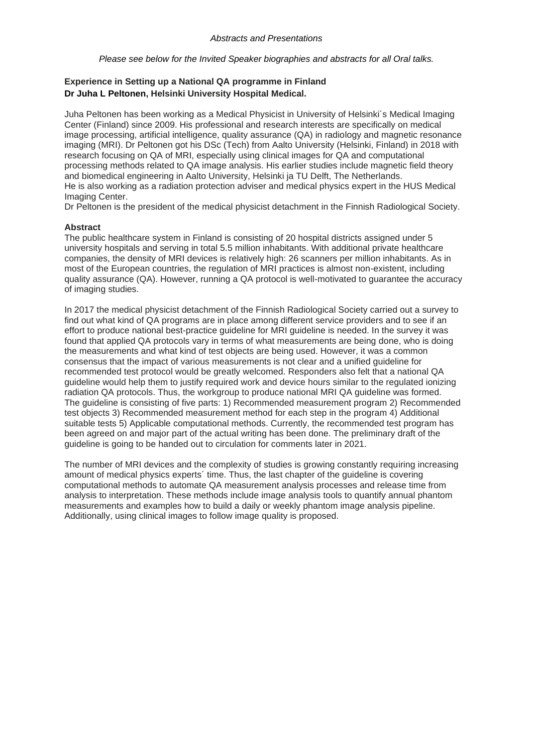*Abstracts and Presentations*

*Please see below for the Invited Speaker biographies and abstracts for all Oral talks.*

**Experience in Setting up a National QA programme in Finland**
**Dr Juha L Peltonen, Helsinki University Hospital Medical.**

Juha Peltonen has been working as a Medical Physicist in University of Helsinki´s Medical Imaging Center (Finland) since 2009. His professional and research interests are specifically on medical image processing, artificial intelligence, quality assurance (QA) in radiology and magnetic resonance imaging (MRI). Dr Peltonen got his DSc (Tech) from Aalto University (Helsinki, Finland) in 2018 with research focusing on QA of MRI, especially using clinical images for QA and computational processing methods related to QA image analysis. His earlier studies include magnetic field theory and biomedical engineering in Aalto University, Helsinki ja TU Delft, The Netherlands.
He is also working as a radiation protection adviser and medical physics expert in the HUS Medical Imaging Center.
Dr Peltonen is the president of the medical physicist detachment in the Finnish Radiological Society.

**Abstract**
The public healthcare system in Finland is consisting of 20 hospital districts assigned under 5 university hospitals and serving in total 5.5 million inhabitants. With additional private healthcare companies, the density of MRI devices is relatively high: 26 scanners per million inhabitants. As in most of the European countries, the regulation of MRI practices is almost non-existent, including quality assurance (QA). However, running a QA protocol is well-motivated to guarantee the accuracy of imaging studies.

In 2017 the medical physicist detachment of the Finnish Radiological Society carried out a survey to find out what kind of QA programs are in place among different service providers and to see if an effort to produce national best-practice guideline for MRI guideline is needed. In the survey it was found that applied QA protocols vary in terms of what measurements are being done, who is doing the measurements and what kind of test objects are being used. However, it was a common consensus that the impact of various measurements is not clear and a unified guideline for recommended test protocol would be greatly welcomed. Responders also felt that a national QA guideline would help them to justify required work and device hours similar to the regulated ionizing radiation QA protocols. Thus, the workgroup to produce national MRI QA guideline was formed. The guideline is consisting of five parts: 1) Recommended measurement program 2) Recommended test objects 3) Recommended measurement method for each step in the program 4) Additional suitable tests 5) Applicable computational methods. Currently, the recommended test program has been agreed on and major part of the actual writing has been done. The preliminary draft of the guideline is going to be handed out to circulation for comments later in 2021.

The number of MRI devices and the complexity of studies is growing constantly requiring increasing amount of medical physics experts´ time. Thus, the last chapter of the guideline is covering computational methods to automate QA measurement analysis processes and release time from analysis to interpretation. These methods include image analysis tools to quantify annual phantom measurements and examples how to build a daily or weekly phantom image analysis pipeline. Additionally, using clinical images to follow image quality is proposed.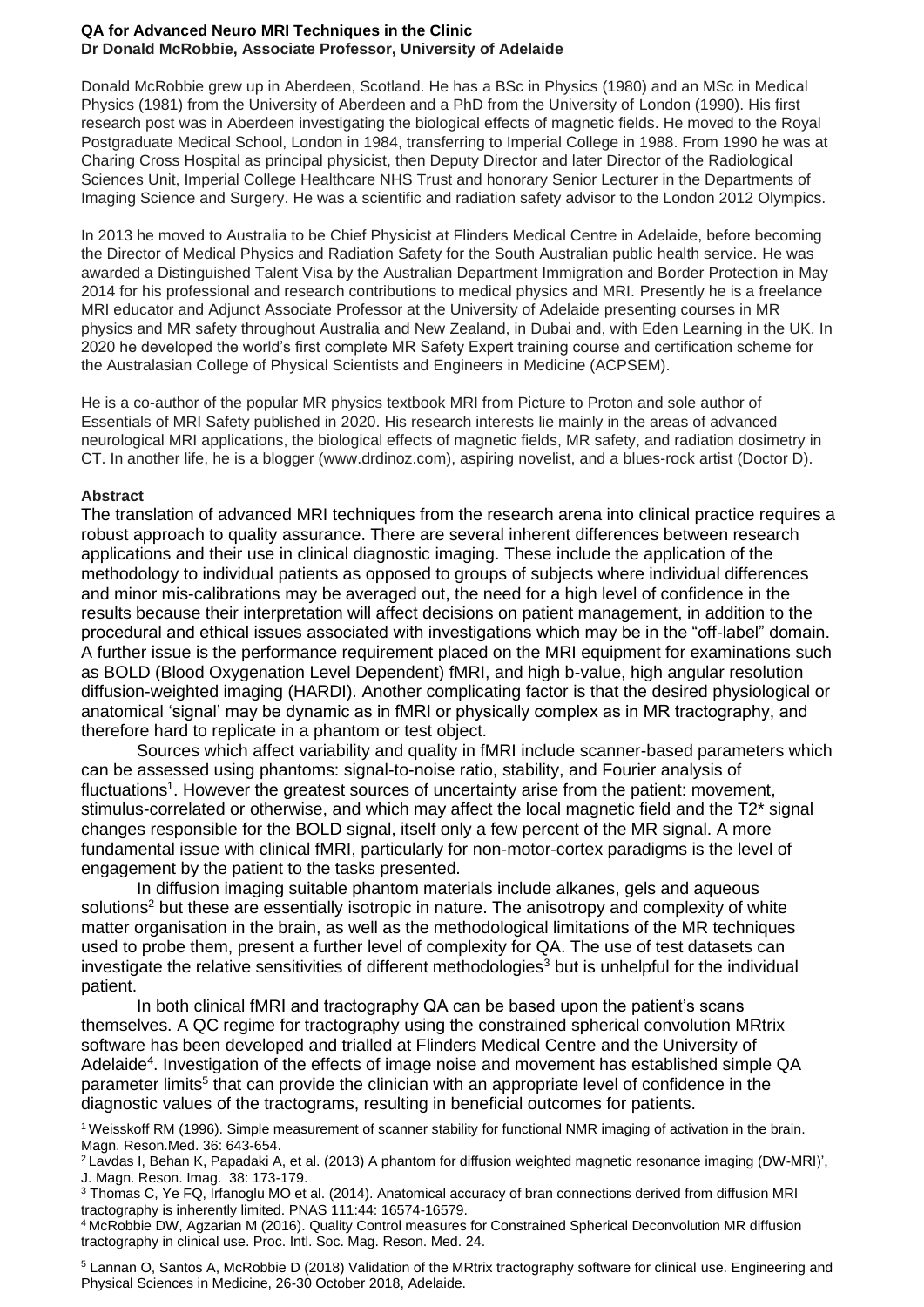**QA for Advanced Neuro MRI Techniques in the Clinic**
**Dr Donald McRobbie, Associate Professor, University of Adelaide**

Donald McRobbie grew up in Aberdeen, Scotland. He has a BSc in Physics (1980) and an MSc in Medical Physics (1981) from the University of Aberdeen and a PhD from the University of London (1990). His first research post was in Aberdeen investigating the biological effects of magnetic fields. He moved to the Royal Postgraduate Medical School, London in 1984, transferring to Imperial College in 1988. From 1990 he was at Charing Cross Hospital as principal physicist, then Deputy Director and later Director of the Radiological Sciences Unit, Imperial College Healthcare NHS Trust and honorary Senior Lecturer in the Departments of Imaging Science and Surgery. He was a scientific and radiation safety advisor to the London 2012 Olympics.

In 2013 he moved to Australia to be Chief Physicist at Flinders Medical Centre in Adelaide, before becoming the Director of Medical Physics and Radiation Safety for the South Australian public health service. He was awarded a Distinguished Talent Visa by the Australian Department Immigration and Border Protection in May 2014 for his professional and research contributions to medical physics and MRI. Presently he is a freelance MRI educator and Adjunct Associate Professor at the University of Adelaide presenting courses in MR physics and MR safety throughout Australia and New Zealand, in Dubai and, with Eden Learning in the UK. In 2020 he developed the world's first complete MR Safety Expert training course and certification scheme for the Australasian College of Physical Scientists and Engineers in Medicine (ACPSEM).

He is a co-author of the popular MR physics textbook MRI from Picture to Proton and sole author of Essentials of MRI Safety published in 2020. His research interests lie mainly in the areas of advanced neurological MRI applications, the biological effects of magnetic fields, MR safety, and radiation dosimetry in CT. In another life, he is a blogger (www.drdinoz.com), aspiring novelist, and a blues-rock artist (Doctor D).

**Abstract**

The translation of advanced MRI techniques from the research arena into clinical practice requires a robust approach to quality assurance. There are several inherent differences between research applications and their use in clinical diagnostic imaging. These include the application of the methodology to individual patients as opposed to groups of subjects where individual differences and minor mis-calibrations may be averaged out, the need for a high level of confidence in the results because their interpretation will affect decisions on patient management, in addition to the procedural and ethical issues associated with investigations which may be in the "off-label" domain. A further issue is the performance requirement placed on the MRI equipment for examinations such as BOLD (Blood Oxygenation Level Dependent) fMRI, and high b-value, high angular resolution diffusion-weighted imaging (HARDI). Another complicating factor is that the desired physiological or anatomical 'signal' may be dynamic as in fMRI or physically complex as in MR tractography, and therefore hard to replicate in a phantom or test object.

Sources which affect variability and quality in fMRI include scanner-based parameters which can be assessed using phantoms: signal-to-noise ratio, stability, and Fourier analysis of fluctuations[1]. However the greatest sources of uncertainty arise from the patient: movement, stimulus-correlated or otherwise, and which may affect the local magnetic field and the T2* signal changes responsible for the BOLD signal, itself only a few percent of the MR signal. A more fundamental issue with clinical fMRI, particularly for non-motor-cortex paradigms is the level of engagement by the patient to the tasks presented.

In diffusion imaging suitable phantom materials include alkanes, gels and aqueous solutions[2] but these are essentially isotropic in nature. The anisotropy and complexity of white matter organisation in the brain, as well as the methodological limitations of the MR techniques used to probe them, present a further level of complexity for QA. The use of test datasets can investigate the relative sensitivities of different methodologies[3] but is unhelpful for the individual patient.

In both clinical fMRI and tractography QA can be based upon the patient's scans themselves. A QC regime for tractography using the constrained spherical convolution MRtrix software has been developed and trialled at Flinders Medical Centre and the University of Adelaide[4]. Investigation of the effects of image noise and movement has established simple QA parameter limits[5] that can provide the clinician with an appropriate level of confidence in the diagnostic values of the tractograms, resulting in beneficial outcomes for patients.

[1] Weisskoff RM (1996). Simple measurement of scanner stability for functional NMR imaging of activation in the brain. Magn. Reson.Med. 36: 643-654.

[2] Lavdas I, Behan K, Papadaki A, et al. (2013) A phantom for diffusion weighted magnetic resonance imaging (DW-MRI)', J. Magn. Reson. Imag. 38: 173-179.

[3] Thomas C, Ye FQ, Irfanoglu MO et al. (2014). Anatomical accuracy of bran connections derived from diffusion MRI tractography is inherently limited. PNAS 111:44: 16574-16579.

[4] McRobbie DW, Agzarian M (2016). Quality Control measures for Constrained Spherical Deconvolution MR diffusion tractography in clinical use. Proc. Intl. Soc. Mag. Reson. Med. 24.

[5] Lannan O, Santos A, McRobbie D (2018) Validation of the MRtrix tractography software for clinical use. Engineering and Physical Sciences in Medicine, 26-30 October 2018, Adelaide.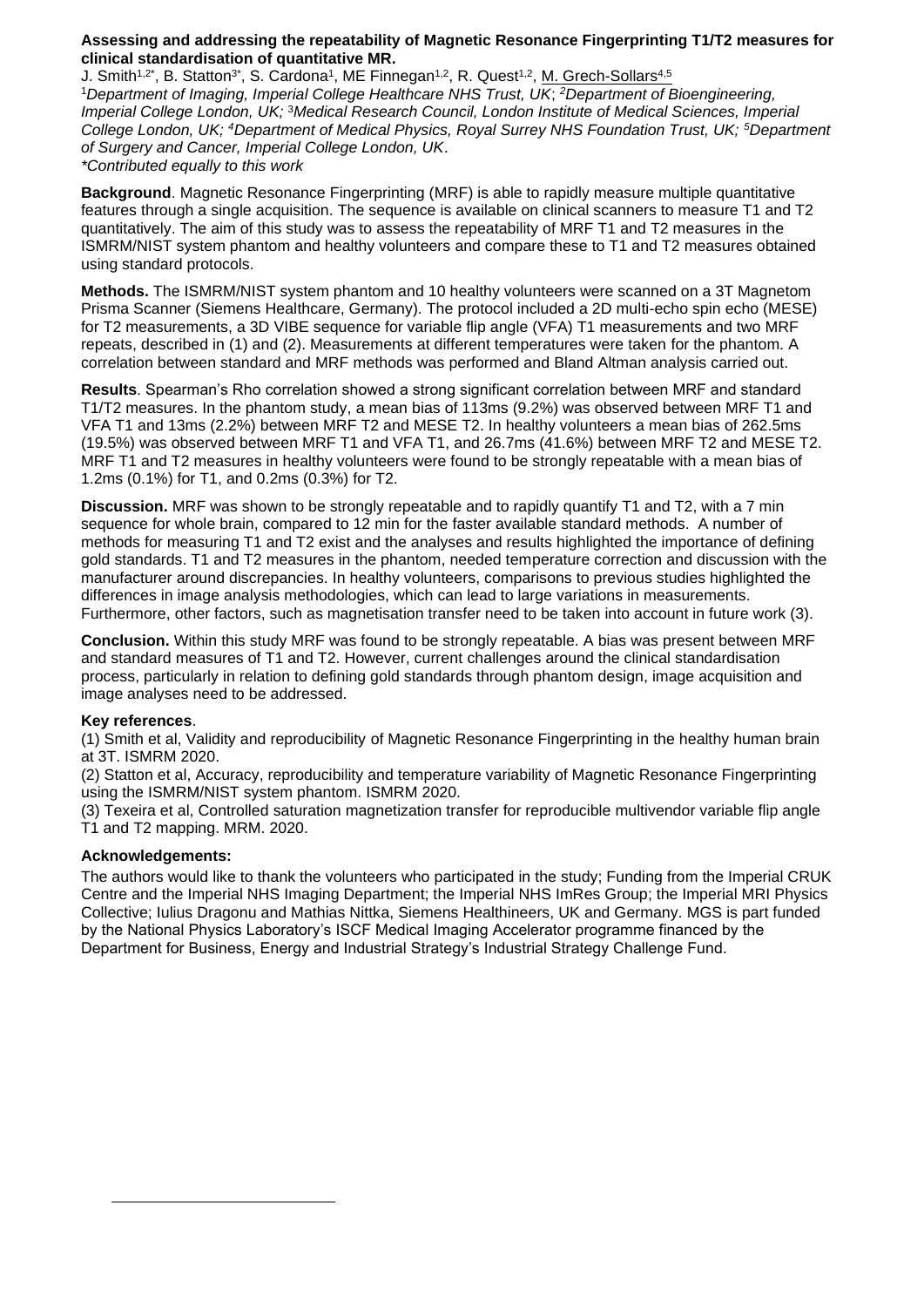**Assessing and addressing the repeatability of Magnetic Resonance Fingerprinting T1/T2 measures for clinical standardisation of quantitative MR.**

J. Smith[1,2*], B. Statton[3*], S. Cardona[1], ME Finnegan[1,2], R. Quest[1,2], M. Grech-Sollars[4,5]

[1]*Department of Imaging, Imperial College Healthcare NHS Trust, UK*; [2]*Department of Bioengineering, Imperial College London, UK;* [3]*Medical Research Council, London Institute of Medical Sciences, Imperial College London, UK;* [4]*Department of Medical Physics, Royal Surrey NHS Foundation Trust, UK;* [5]*Department of Surgery and Cancer, Imperial College London, UK*.

*\*Contributed equally to this work*

**Background**. Magnetic Resonance Fingerprinting (MRF) is able to rapidly measure multiple quantitative features through a single acquisition. The sequence is available on clinical scanners to measure T1 and T2 quantitatively. The aim of this study was to assess the repeatability of MRF T1 and T2 measures in the ISMRM/NIST system phantom and healthy volunteers and compare these to T1 and T2 measures obtained using standard protocols.

**Methods.** The ISMRM/NIST system phantom and 10 healthy volunteers were scanned on a 3T Magnetom Prisma Scanner (Siemens Healthcare, Germany). The protocol included a 2D multi-echo spin echo (MESE) for T2 measurements, a 3D VIBE sequence for variable flip angle (VFA) T1 measurements and two MRF repeats, described in (1) and (2). Measurements at different temperatures were taken for the phantom. A correlation between standard and MRF methods was performed and Bland Altman analysis carried out.

**Results**. Spearman's Rho correlation showed a strong significant correlation between MRF and standard T1/T2 measures. In the phantom study, a mean bias of 113ms (9.2%) was observed between MRF T1 and VFA T1 and 13ms (2.2%) between MRF T2 and MESE T2. In healthy volunteers a mean bias of 262.5ms (19.5%) was observed between MRF T1 and VFA T1, and 26.7ms (41.6%) between MRF T2 and MESE T2. MRF T1 and T2 measures in healthy volunteers were found to be strongly repeatable with a mean bias of 1.2ms (0.1%) for T1, and 0.2ms (0.3%) for T2.

**Discussion.** MRF was shown to be strongly repeatable and to rapidly quantify T1 and T2, with a 7 min sequence for whole brain, compared to 12 min for the faster available standard methods. A number of methods for measuring T1 and T2 exist and the analyses and results highlighted the importance of defining gold standards. T1 and T2 measures in the phantom, needed temperature correction and discussion with the manufacturer around discrepancies. In healthy volunteers, comparisons to previous studies highlighted the differences in image analysis methodologies, which can lead to large variations in measurements. Furthermore, other factors, such as magnetisation transfer need to be taken into account in future work (3).

**Conclusion.** Within this study MRF was found to be strongly repeatable. A bias was present between MRF and standard measures of T1 and T2. However, current challenges around the clinical standardisation process, particularly in relation to defining gold standards through phantom design, image acquisition and image analyses need to be addressed.

**Key references**.

(1) Smith et al, Validity and reproducibility of Magnetic Resonance Fingerprinting in the healthy human brain at 3T. ISMRM 2020.

(2) Statton et al, Accuracy, reproducibility and temperature variability of Magnetic Resonance Fingerprinting using the ISMRM/NIST system phantom. ISMRM 2020.

(3) Texeira et al, Controlled saturation magnetization transfer for reproducible multivendor variable flip angle T1 and T2 mapping. MRM. 2020.

**Acknowledgements:**

The authors would like to thank the volunteers who participated in the study; Funding from the Imperial CRUK Centre and the Imperial NHS Imaging Department; the Imperial NHS ImRes Group; the Imperial MRI Physics Collective; Iulius Dragonu and Mathias Nittka, Siemens Healthineers, UK and Germany. MGS is part funded by the National Physics Laboratory's ISCF Medical Imaging Accelerator programme financed by the Department for Business, Energy and Industrial Strategy's Industrial Strategy Challenge Fund.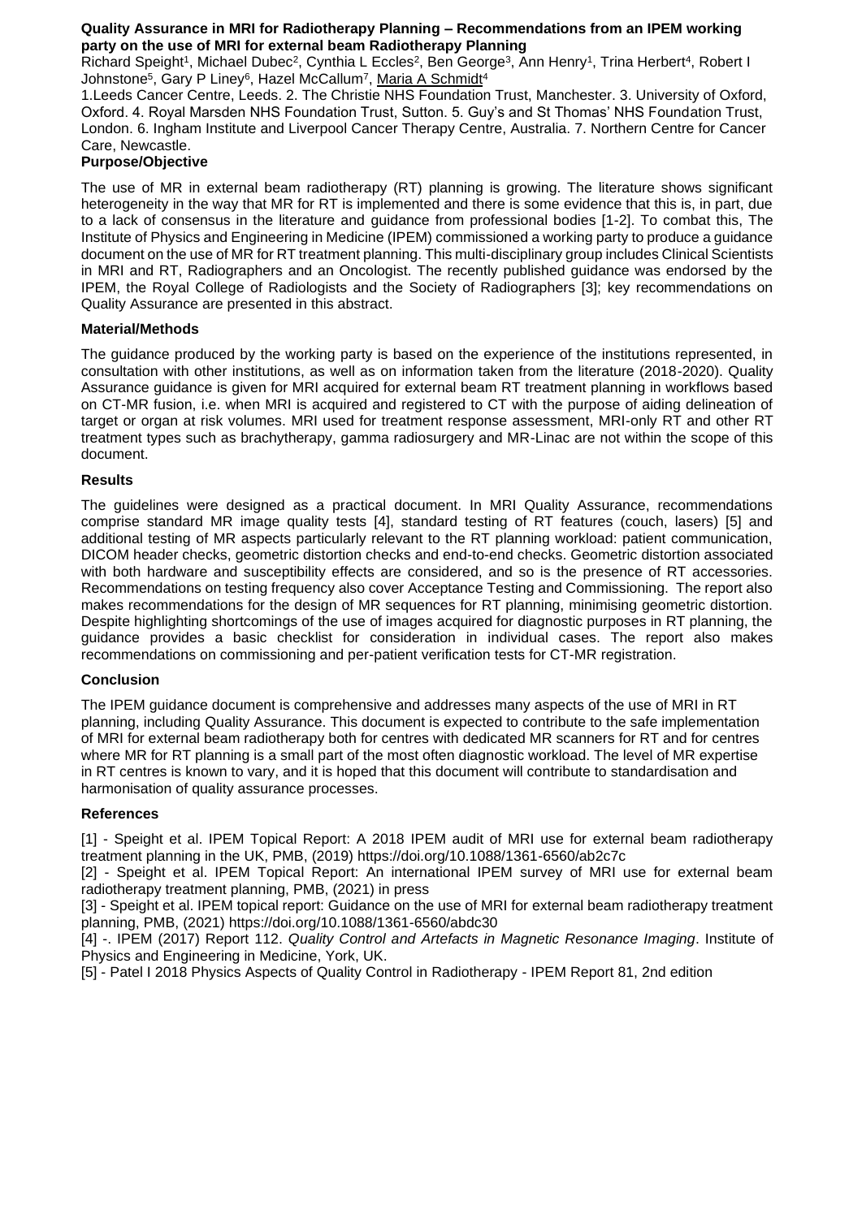**Quality Assurance in MRI for Radiotherapy Planning – Recommendations from an IPEM working party on the use of MRI for external beam Radiotherapy Planning**

Richard Speight[1], Michael Dubec[2], Cynthia L Eccles[2], Ben George[3], Ann Henry[1], Trina Herbert[4], Robert I Johnstone[5], Gary P Liney[6], Hazel McCallum[7], Maria A Schmidt[4]

1.Leeds Cancer Centre, Leeds. 2. The Christie NHS Foundation Trust, Manchester. 3. University of Oxford, Oxford. 4. Royal Marsden NHS Foundation Trust, Sutton. 5. Guy's and St Thomas' NHS Foundation Trust, London. 6. Ingham Institute and Liverpool Cancer Therapy Centre, Australia. 7. Northern Centre for Cancer Care, Newcastle.

**Purpose/Objective**

The use of MR in external beam radiotherapy (RT) planning is growing. The literature shows significant heterogeneity in the way that MR for RT is implemented and there is some evidence that this is, in part, due to a lack of consensus in the literature and guidance from professional bodies [1-2]. To combat this, The Institute of Physics and Engineering in Medicine (IPEM) commissioned a working party to produce a guidance document on the use of MR for RT treatment planning. This multi-disciplinary group includes Clinical Scientists in MRI and RT, Radiographers and an Oncologist. The recently published guidance was endorsed by the IPEM, the Royal College of Radiologists and the Society of Radiographers [3]; key recommendations on Quality Assurance are presented in this abstract.

**Material/Methods**

The guidance produced by the working party is based on the experience of the institutions represented, in consultation with other institutions, as well as on information taken from the literature (2018-2020). Quality Assurance guidance is given for MRI acquired for external beam RT treatment planning in workflows based on CT-MR fusion, i.e. when MRI is acquired and registered to CT with the purpose of aiding delineation of target or organ at risk volumes. MRI used for treatment response assessment, MRI-only RT and other RT treatment types such as brachytherapy, gamma radiosurgery and MR-Linac are not within the scope of this document.

**Results**

The guidelines were designed as a practical document. In MRI Quality Assurance, recommendations comprise standard MR image quality tests [4], standard testing of RT features (couch, lasers) [5] and additional testing of MR aspects particularly relevant to the RT planning workload: patient communication, DICOM header checks, geometric distortion checks and end-to-end checks. Geometric distortion associated with both hardware and susceptibility effects are considered, and so is the presence of RT accessories. Recommendations on testing frequency also cover Acceptance Testing and Commissioning. The report also makes recommendations for the design of MR sequences for RT planning, minimising geometric distortion. Despite highlighting shortcomings of the use of images acquired for diagnostic purposes in RT planning, the guidance provides a basic checklist for consideration in individual cases. The report also makes recommendations on commissioning and per-patient verification tests for CT-MR registration.

**Conclusion**

The IPEM guidance document is comprehensive and addresses many aspects of the use of MRI in RT planning, including Quality Assurance. This document is expected to contribute to the safe implementation of MRI for external beam radiotherapy both for centres with dedicated MR scanners for RT and for centres where MR for RT planning is a small part of the most often diagnostic workload. The level of MR expertise in RT centres is known to vary, and it is hoped that this document will contribute to standardisation and harmonisation of quality assurance processes.

**References**

[1] - Speight et al. IPEM Topical Report: A 2018 IPEM audit of MRI use for external beam radiotherapy treatment planning in the UK, PMB, (2019) https://doi.org/10.1088/1361-6560/ab2c7c

[2] - Speight et al. IPEM Topical Report: An international IPEM survey of MRI use for external beam radiotherapy treatment planning, PMB, (2021) in press

[3] - Speight et al. IPEM topical report: Guidance on the use of MRI for external beam radiotherapy treatment planning, PMB, (2021) https://doi.org/10.1088/1361-6560/abdc30

[4] -. IPEM (2017) Report 112. *Quality Control and Artefacts in Magnetic Resonance Imaging*. Institute of Physics and Engineering in Medicine, York, UK.

[5] - Patel I 2018 Physics Aspects of Quality Control in Radiotherapy - IPEM Report 81, 2nd edition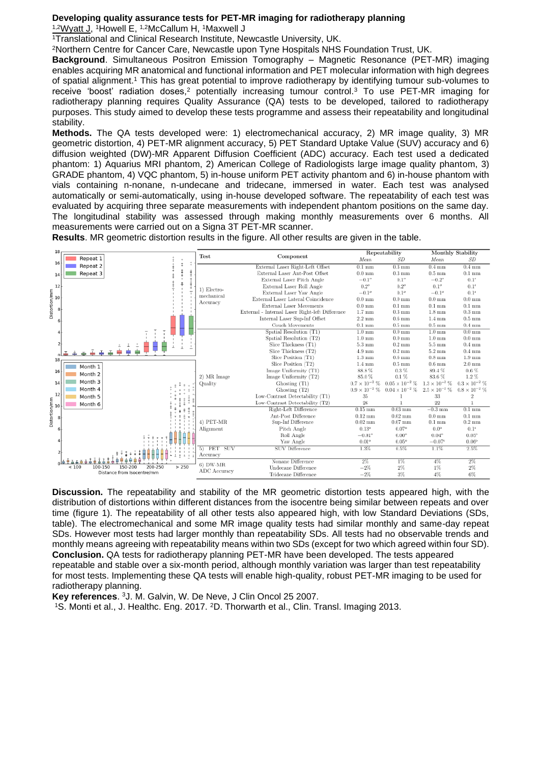**Developing quality assurance tests for PET-MR imaging for radiotherapy planning**

[1,2]Wyatt J, [1]Howell E, [1,2]McCallum H, [1]Maxwell J

[1]Translational and Clinical Research Institute, Newcastle University, UK.

[2]Northern Centre for Cancer Care, Newcastle upon Tyne Hospitals NHS Foundation Trust, UK.

**Background**. Simultaneous Positron Emission Tomography – Magnetic Resonance (PET-MR) imaging enables acquiring MR anatomical and functional information and PET molecular information with high degrees of spatial alignment.[1] This has great potential to improve radiotherapy by identifying tumour sub-volumes to receive 'boost' radiation doses,[2] potentially increasing tumour control.[3] To use PET-MR imaging for radiotherapy planning requires Quality Assurance (QA) tests to be developed, tailored to radiotherapy purposes. This study aimed to develop these tests programme and assess their repeatability and longitudinal stability.

**Methods.** The QA tests developed were: 1) electromechanical accuracy, 2) MR image quality, 3) MR geometric distortion, 4) PET-MR alignment accuracy, 5) PET Standard Uptake Value (SUV) accuracy and 6) diffusion weighted (DW)-MR Apparent Diffusion Coefficient (ADC) accuracy. Each test used a dedicated phantom: 1) Aquarius MRI phantom, 2) American College of Radiologists large image quality phantom, 3) GRADE phantom, 4) VQC phantom, 5) in-house uniform PET activity phantom and 6) in-house phantom with vials containing n-nonane, n-undecane and tridecane, immersed in water. Each test was analysed automatically or semi-automatically, using in-house developed software. The repeatability of each test was evaluated by acquiring three separate measurements with independent phantom positions on the same day. The longitudinal stability was assessed through making monthly measurements over 6 months. All measurements were carried out on a Signa 3T PET-MR scanner.

**Results**. MR geometric distortion results in the figure. All other results are given in the table.

| Test | Component | Repeatability Mean | Repeatability SD | Monthly Stability Mean | Monthly Stability SD |
|---|---|---|---|---|---|
| 1) Electro-mechanical Accuracy | External Laser Right-Left Offset | 0.1 mm | 0.3 mm | 0.4 mm | 0.4 mm |
| | External Laser Ant-Post Offset | 0.0 mm | 0.3 mm | 0.5 mm | 0.1 mm |
| | External Laser Pitch Angle | $-0.1°$ | $0.1°$ | $-0.2°$ | $0.1°$ |
| | External Laser Roll Angle | $0.2°$ | $0.2°$ | $0.1°$ | $0.1°$ |
| | External Laser Yaw Angle | $-0.1°$ | $0.1°$ | $-0.1°$ | $0.1°$ |
| | External Laser Lateral Coincidence | 0.0 mm | 0.0 mm | 0.0 mm | 0.0 mm |
| | External Laser Movements | 0.0 mm | 0.1 mm | 0.1 mm | 0.1 mm |
| | External - Internal Laser Right-left Difference | 1.7 mm | 0.3 mm | 1.8 mm | 0.3 mm |
| | Internal Laser Sup-Inf Offset | 2.2 mm | 0.6 mm | 1.4 mm | 0.5 mm |
| | Couch Movements | 0.1 mm | 0.5 mm | 0.5 mm | 0.4 mm |
| 2) MR Image Quality | Spatial Resolution (T1) | 1.0 mm | 0.0 mm | 1.0 mm | 0.0 mm |
| | Spatial Resolution (T2) | 1.0 mm | 0.0 mm | 1.0 mm | 0.0 mm |
| | Slice Thickness (T1) | 5.3 mm | 0.2 mm | 5.5 mm | 0.4 mm |
| | Slice Thickness (T2) | 4.9 mm | 0.2 mm | 5.2 mm | 0.4 mm |
| | Slice Position (T1) | 1.3 mm | 0.6 mm | 0.8 mm | 1.9 mm |
| | Slice Position (T2) | 1.4 mm | 0.5 mm | 0.6 mm | 2.0 mm |
| | Image Uniformity (T1) | 88.8 % | 0.3 % | 89.4 % | 0.6 % |
| | Image Uniformity (T2) | 85.0 % | 0.1 % | 83.6 % | 1.2 % |
| | Ghosting (T1) | $0.7 \times 10^{-2}$ % | $0.05 \times 10^{-2}$ % | $1.3 \times 10^{-2}$ % | $0.3 \times 10^{-2}$ % |
| | Ghosting (T2) | $0.9 \times 10^{-2}$ % | $0.04 \times 10^{-2}$ % | $2.5 \times 10^{-2}$ % | $0.8 \times 10^{-2}$ % |
| | Low-Contrast Detectability (T1) | 35 | 1 | 33 | 2 |
| | Low-Contrast Detectability (T2) | 26 | 1 | 22 | 1 |
| 4) PET-MR Alignment | Right-Left Difference | 0.15 mm | 0.03 mm | $-0.3$ mm | 0.1 mm |
| | Ant-Post Difference | 0.12 mm | 0.02 mm | 0.0 mm | 0.1 mm |
| | Sup-Inf Difference | 0.02 mm | 0.07 mm | 0.1 mm | 0.2 mm |
| | Pitch Angle | $0.13°$ | $0.07°$ | $0.0°$ | $0.1°$ |
| | Roll Angle | $-0.01°$ | $0.00°$ | $0.04°$ | $0.03°$ |
| | Yaw Angle | $0.01°$ | $0.05°$ | $-0.07°$ | $0.06°$ |
| 5) PET SUV Accuracy | SUV Difference | 1.3% | 0.5% | 1.1% | 2.5% |
| 6) DW-MR ADC Accuracy | Nonane Difference | 2% | 1% | 4% | 2% |
| | Undecane Difference | $-2$% | 2% | 1% | 2% |
| | Tridecane Difference | $-2$% | 3% | 4% | 6% |

**Discussion.** The repeatability and stability of the MR geometric distortion tests appeared high, with the distribution of distortions within different distances from the isocentre being similar between repeats and over time (figure 1). The repeatability of all other tests also appeared high, with low Standard Deviations (SDs, table). The electromechanical and some MR image quality tests had similar monthly and same-day repeat SDs. However most tests had larger monthly than repeatability SDs. All tests had no observable trends and monthly means agreeing with repeatability means within two SDs (except for two which agreed within four SD).

**Conclusion.** QA tests for radiotherapy planning PET-MR have been developed. The tests appeared repeatable and stable over a six-month period, although monthly variation was larger than test repeatability for most tests. Implementing these QA tests will enable high-quality, robust PET-MR imaging to be used for radiotherapy planning.

**Key references**. [3]J. M. Galvin, W. De Neve, J Clin Oncol 25 2007.
[1]S. Monti et al., J. Healthc. Eng. 2017. [2]D. Thorwarth et al., Clin. Transl. Imaging 2013.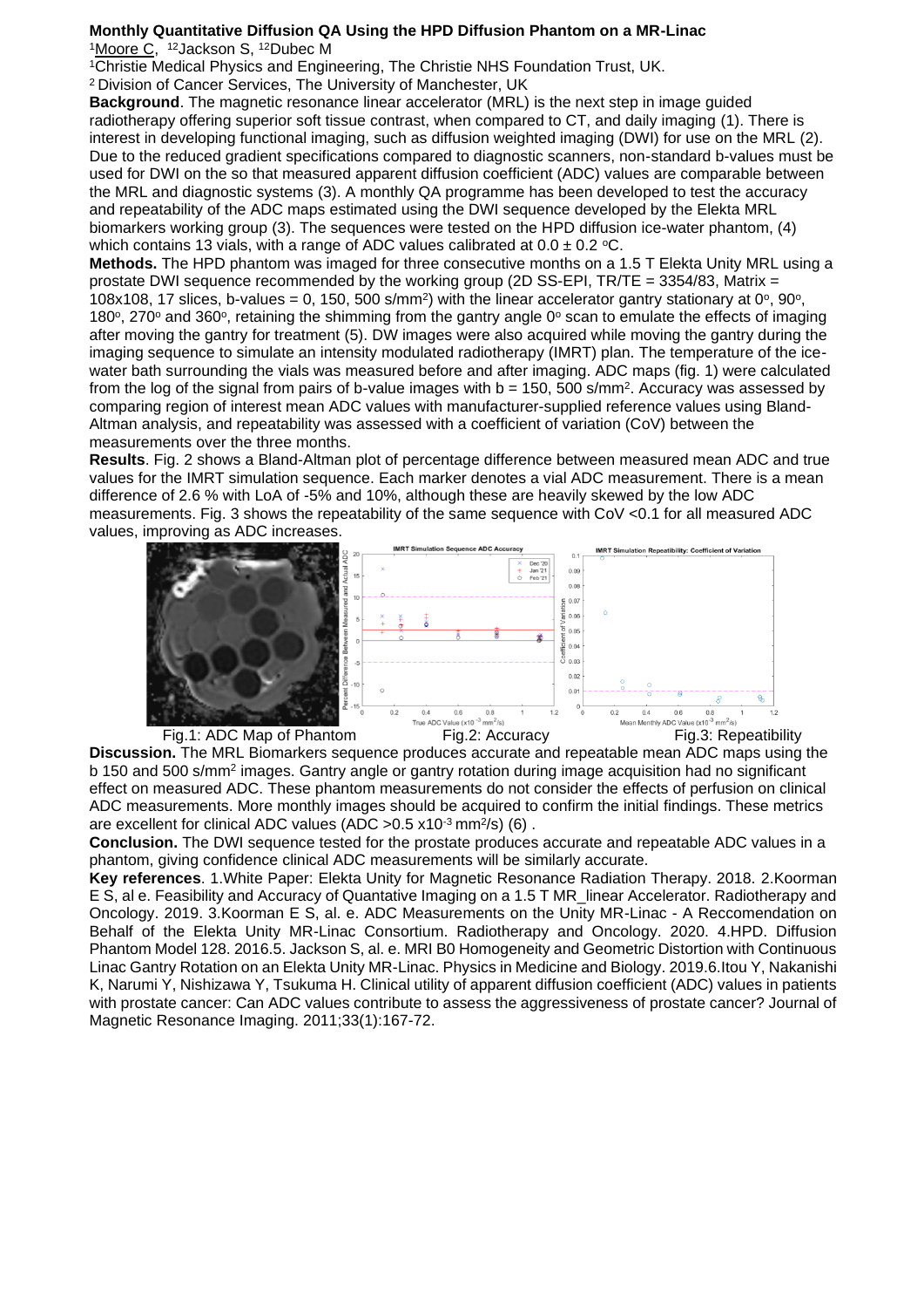**Monthly Quantitative Diffusion QA Using the HPD Diffusion Phantom on a MR-Linac**

[1]Moore C, [12]Jackson S, [12]Dubec M

[1]Christie Medical Physics and Engineering, The Christie NHS Foundation Trust, UK.

[2] Division of Cancer Services, The University of Manchester, UK

**Background**. The magnetic resonance linear accelerator (MRL) is the next step in image guided radiotherapy offering superior soft tissue contrast, when compared to CT, and daily imaging (1). There is interest in developing functional imaging, such as diffusion weighted imaging (DWI) for use on the MRL (2). Due to the reduced gradient specifications compared to diagnostic scanners, non-standard b-values must be used for DWI on the so that measured apparent diffusion coefficient (ADC) values are comparable between the MRL and diagnostic systems (3). A monthly QA programme has been developed to test the accuracy and repeatability of the ADC maps estimated using the DWI sequence developed by the Elekta MRL biomarkers working group (3). The sequences were tested on the HPD diffusion ice-water phantom, (4) which contains 13 vials, with a range of ADC values calibrated at $0.0 \pm 0.2$ °C.

**Methods.** The HPD phantom was imaged for three consecutive months on a 1.5 T Elekta Unity MRL using a prostate DWI sequence recommended by the working group (2D SS-EPI, TR/TE = 3354/83, Matrix = 108x108, 17 slices, b-values = 0, 150, 500 s/mm$^2$) with the linear accelerator gantry stationary at 0°, 90°, 180°, 270° and 360°, retaining the shimming from the gantry angle 0° scan to emulate the effects of imaging after moving the gantry for treatment (5). DW images were also acquired while moving the gantry during the imaging sequence to simulate an intensity modulated radiotherapy (IMRT) plan. The temperature of the ice-water bath surrounding the vials was measured before and after imaging. ADC maps (fig. 1) were calculated from the log of the signal from pairs of b-value images with b = 150, 500 s/mm$^2$. Accuracy was assessed by comparing region of interest mean ADC values with manufacturer-supplied reference values using Bland-Altman analysis, and repeatability was assessed with a coefficient of variation (CoV) between the measurements over the three months.

**Results**. Fig. 2 shows a Bland-Altman plot of percentage difference between measured mean ADC and true values for the IMRT simulation sequence. Each marker denotes a vial ADC measurement. There is a mean difference of 2.6 % with LoA of -5% and 10%, although these are heavily skewed by the low ADC measurements. Fig. 3 shows the repeatability of the same sequence with CoV <0.1 for all measured ADC values, improving as ADC increases.

Fig.1: ADC Map of Phantom    Fig.2: Accuracy    Fig.3: Repeatability

**Discussion.** The MRL Biomarkers sequence produces accurate and repeatable mean ADC maps using the b 150 and 500 s/mm$^2$ images. Gantry angle or gantry rotation during image acquisition had no significant effect on measured ADC. These phantom measurements do not consider the effects of perfusion on clinical ADC measurements. More monthly images should be acquired to confirm the initial findings. These metrics are excellent for clinical ADC values (ADC >0.5 x10$^{-3}$ mm$^2$/s) (6) .

**Conclusion.** The DWI sequence tested for the prostate produces accurate and repeatable ADC values in a phantom, giving confidence clinical ADC measurements will be similarly accurate.

**Key references**. 1.White Paper: Elekta Unity for Magnetic Resonance Radiation Therapy. 2018. 2.Koorman E S, al e. Feasibility and Accuracy of Quantative Imaging on a 1.5 T MR_linear Accelerator. Radiotherapy and Oncology. 2019. 3.Koorman E S, al. e. ADC Measurements on the Unity MR-Linac - A Reccomendation on Behalf of the Elekta Unity MR-Linac Consortium. Radiotherapy and Oncology. 2020. 4.HPD. Diffusion Phantom Model 128. 2016.5. Jackson S, al. e. MRI B0 Homogeneity and Geometric Distortion with Continuous Linac Gantry Rotation on an Elekta Unity MR-Linac. Physics in Medicine and Biology. 2019.6.Itou Y, Nakanishi K, Narumi Y, Nishizawa Y, Tsukuma H. Clinical utility of apparent diffusion coefficient (ADC) values in patients with prostate cancer: Can ADC values contribute to assess the aggressiveness of prostate cancer? Journal of Magnetic Resonance Imaging. 2011;33(1):167-72.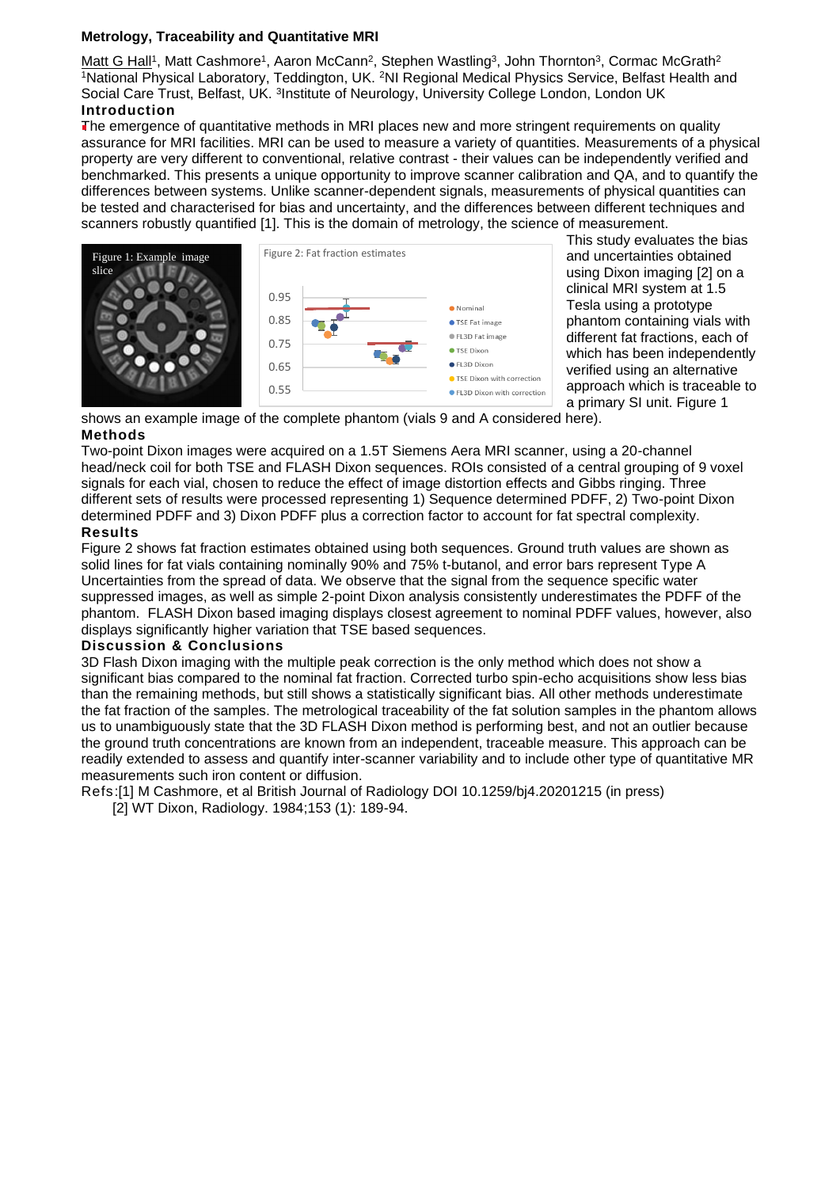## Metrology, Traceability and Quantitative MRI

Matt G Hall[1], Matt Cashmore[1], Aaron McCann[2], Stephen Wastling[3], John Thornton[3], Cormac McGrath[2]
[1]National Physical Laboratory, Teddington, UK. [2]NI Regional Medical Physics Service, Belfast Health and Social Care Trust, Belfast, UK. [3]Institute of Neurology, University College London, London UK

### Introduction

The emergence of quantitative methods in MRI places new and more stringent requirements on quality assurance for MRI facilities. MRI can be used to measure a variety of quantities. Measurements of a physical property are very different to conventional, relative contrast - their values can be independently verified and benchmarked. This presents a unique opportunity to improve scanner calibration and QA, and to quantify the differences between systems. Unlike scanner-dependent signals, measurements of physical quantities can be tested and characterised for bias and uncertainty, and the differences between different techniques and scanners robustly quantified [1]. This is the domain of metrology, the science of measurement.

Figure 1: Example image slice

Figure 2: Fat fraction estimates

This study evaluates the bias and uncertainties obtained using Dixon imaging [2] on a clinical MRI system at 1.5 Tesla using a prototype phantom containing vials with different fat fractions, each of which has been independently verified using an alternative approach which is traceable to a primary SI unit. Figure 1 shows an example image of the complete phantom (vials 9 and A considered here).

### Methods

Two-point Dixon images were acquired on a 1.5T Siemens Aera MRI scanner, using a 20-channel head/neck coil for both TSE and FLASH Dixon sequences. ROIs consisted of a central grouping of 9 voxel signals for each vial, chosen to reduce the effect of image distortion effects and Gibbs ringing. Three different sets of results were processed representing 1) Sequence determined PDFF, 2) Two-point Dixon determined PDFF and 3) Dixon PDFF plus a correction factor to account for fat spectral complexity.

### Results

Figure 2 shows fat fraction estimates obtained using both sequences. Ground truth values are shown as solid lines for fat vials containing nominally 90% and 75% t-butanol, and error bars represent Type A Uncertainties from the spread of data. We observe that the signal from the sequence specific water suppressed images, as well as simple 2-point Dixon analysis consistently underestimates the PDFF of the phantom. FLASH Dixon based imaging displays closest agreement to nominal PDFF values, however, also displays significantly higher variation that TSE based sequences.

### Discussion & Conclusions

3D Flash Dixon imaging with the multiple peak correction is the only method which does not show a significant bias compared to the nominal fat fraction. Corrected turbo spin-echo acquisitions show less bias than the remaining methods, but still shows a statistically significant bias. All other methods underestimate the fat fraction of the samples. The metrological traceability of the fat solution samples in the phantom allows us to unambiguously state that the 3D FLASH Dixon method is performing best, and not an outlier because the ground truth concentrations are known from an independent, traceable measure. This approach can be readily extended to assess and quantify inter-scanner variability and to include other type of quantitative MR measurements such iron content or diffusion.

Refs:[1] M Cashmore, et al British Journal of Radiology DOI 10.1259/bj4.20201215 (in press)
[2] WT Dixon, Radiology. 1984;153 (1): 189-94.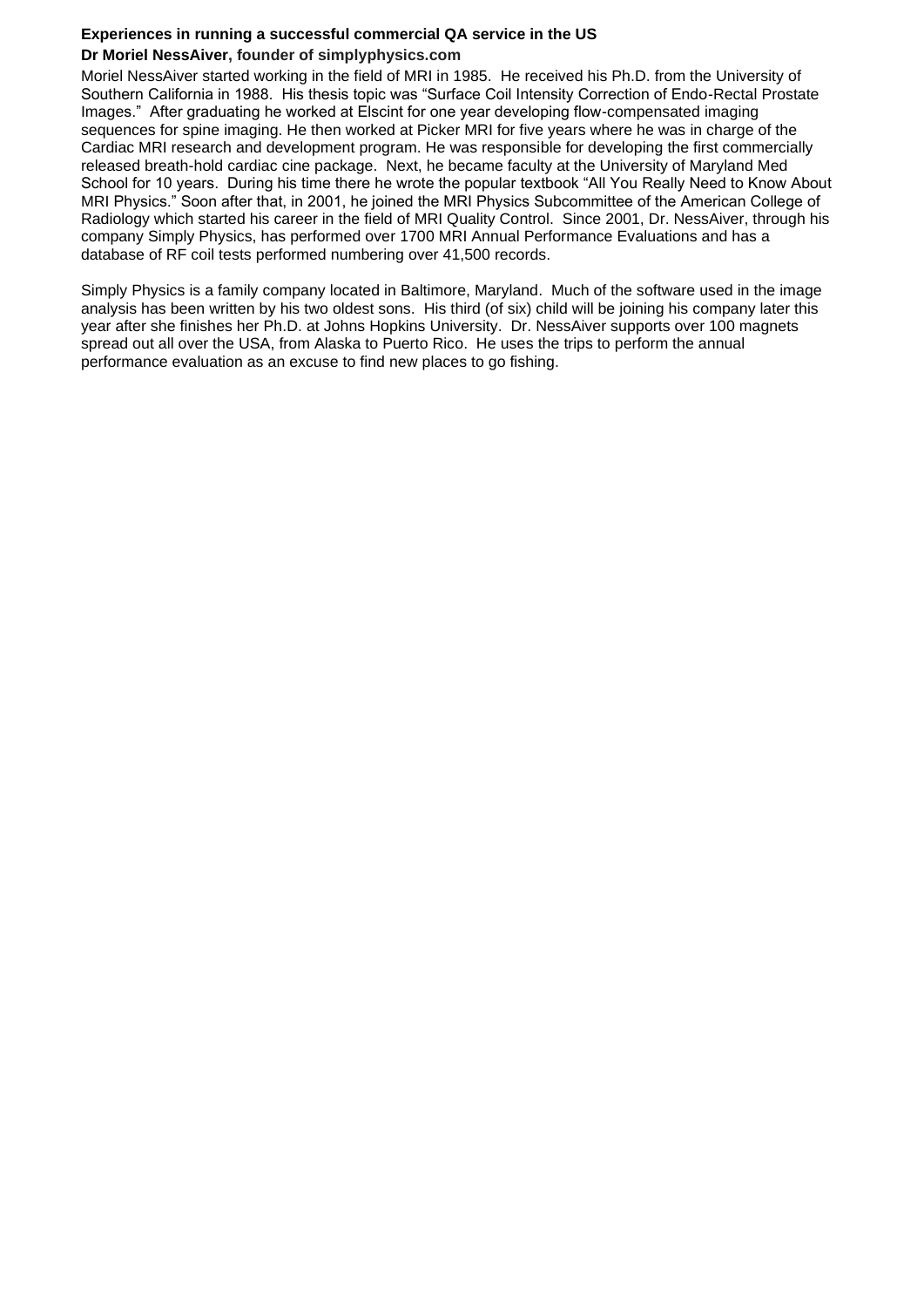**Experiences in running a successful commercial QA service in the US**

**Dr Moriel NessAiver, founder of simplyphysics.com**

Moriel NessAiver started working in the field of MRI in 1985. He received his Ph.D. from the University of Southern California in 1988. His thesis topic was "Surface Coil Intensity Correction of Endo-Rectal Prostate Images." After graduating he worked at Elscint for one year developing flow-compensated imaging sequences for spine imaging. He then worked at Picker MRI for five years where he was in charge of the Cardiac MRI research and development program. He was responsible for developing the first commercially released breath-hold cardiac cine package. Next, he became faculty at the University of Maryland Med School for 10 years. During his time there he wrote the popular textbook "All You Really Need to Know About MRI Physics." Soon after that, in 2001, he joined the MRI Physics Subcommittee of the American College of Radiology which started his career in the field of MRI Quality Control. Since 2001, Dr. NessAiver, through his company Simply Physics, has performed over 1700 MRI Annual Performance Evaluations and has a database of RF coil tests performed numbering over 41,500 records.

Simply Physics is a family company located in Baltimore, Maryland. Much of the software used in the image analysis has been written by his two oldest sons. His third (of six) child will be joining his company later this year after she finishes her Ph.D. at Johns Hopkins University. Dr. NessAiver supports over 100 magnets spread out all over the USA, from Alaska to Puerto Rico. He uses the trips to perform the annual performance evaluation as an excuse to find new places to go fishing.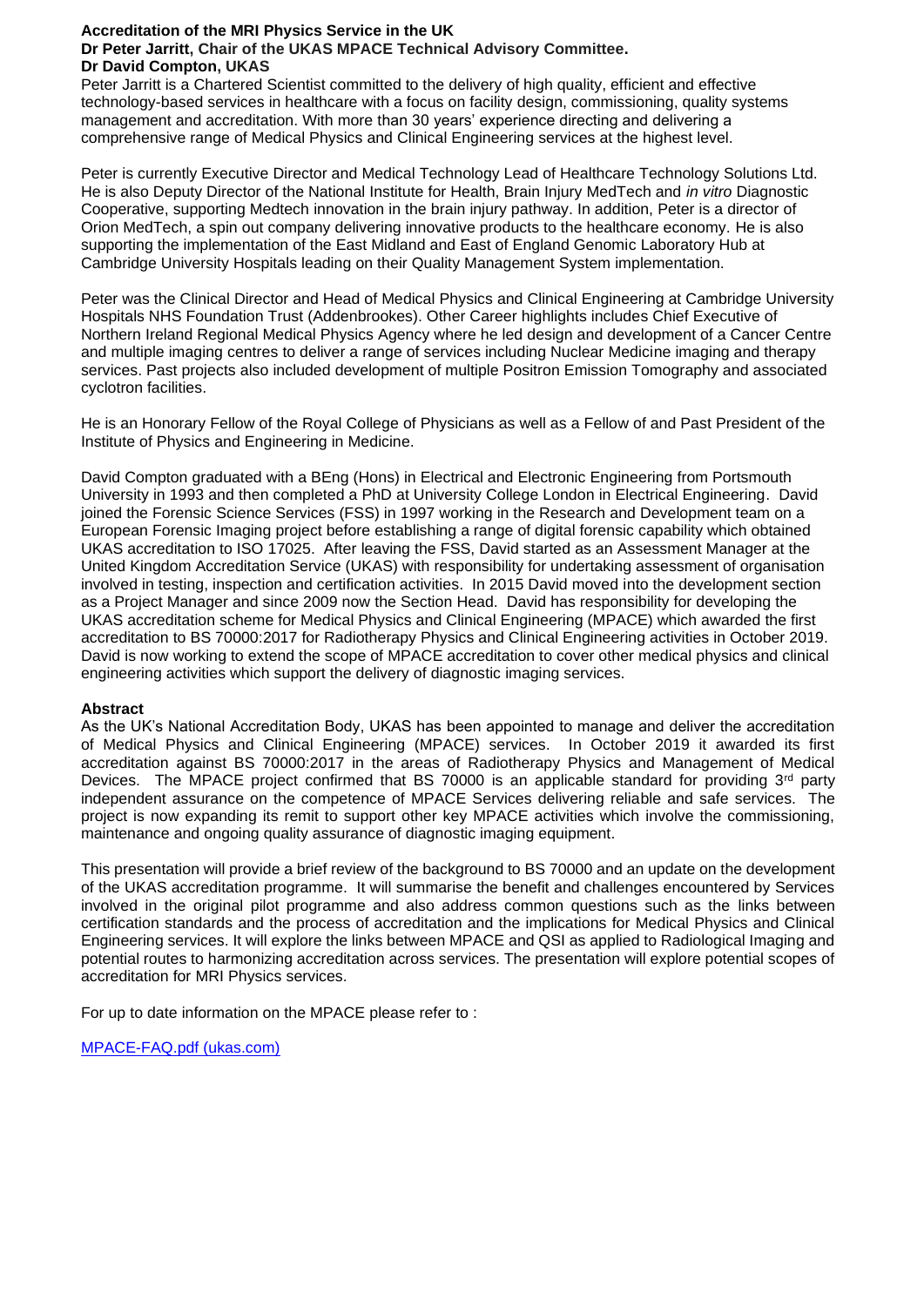**Accreditation of the MRI Physics Service in the UK**
**Dr Peter Jarritt, Chair of the UKAS MPACE Technical Advisory Committee.**
**Dr David Compton, UKAS**

Peter Jarritt is a Chartered Scientist committed to the delivery of high quality, efficient and effective technology-based services in healthcare with a focus on facility design, commissioning, quality systems management and accreditation. With more than 30 years' experience directing and delivering a comprehensive range of Medical Physics and Clinical Engineering services at the highest level.

Peter is currently Executive Director and Medical Technology Lead of Healthcare Technology Solutions Ltd. He is also Deputy Director of the National Institute for Health, Brain Injury MedTech and *in vitro* Diagnostic Cooperative, supporting Medtech innovation in the brain injury pathway. In addition, Peter is a director of Orion MedTech, a spin out company delivering innovative products to the healthcare economy. He is also supporting the implementation of the East Midland and East of England Genomic Laboratory Hub at Cambridge University Hospitals leading on their Quality Management System implementation.

Peter was the Clinical Director and Head of Medical Physics and Clinical Engineering at Cambridge University Hospitals NHS Foundation Trust (Addenbrookes). Other Career highlights includes Chief Executive of Northern Ireland Regional Medical Physics Agency where he led design and development of a Cancer Centre and multiple imaging centres to deliver a range of services including Nuclear Medicine imaging and therapy services. Past projects also included development of multiple Positron Emission Tomography and associated cyclotron facilities.

He is an Honorary Fellow of the Royal College of Physicians as well as a Fellow of and Past President of the Institute of Physics and Engineering in Medicine.

David Compton graduated with a BEng (Hons) in Electrical and Electronic Engineering from Portsmouth University in 1993 and then completed a PhD at University College London in Electrical Engineering. David joined the Forensic Science Services (FSS) in 1997 working in the Research and Development team on a European Forensic Imaging project before establishing a range of digital forensic capability which obtained UKAS accreditation to ISO 17025. After leaving the FSS, David started as an Assessment Manager at the United Kingdom Accreditation Service (UKAS) with responsibility for undertaking assessment of organisation involved in testing, inspection and certification activities. In 2015 David moved into the development section as a Project Manager and since 2009 now the Section Head. David has responsibility for developing the UKAS accreditation scheme for Medical Physics and Clinical Engineering (MPACE) which awarded the first accreditation to BS 70000:2017 for Radiotherapy Physics and Clinical Engineering activities in October 2019. David is now working to extend the scope of MPACE accreditation to cover other medical physics and clinical engineering activities which support the delivery of diagnostic imaging services.

**Abstract**

As the UK's National Accreditation Body, UKAS has been appointed to manage and deliver the accreditation of Medical Physics and Clinical Engineering (MPACE) services. In October 2019 it awarded its first accreditation against BS 70000:2017 in the areas of Radiotherapy Physics and Management of Medical Devices. The MPACE project confirmed that BS 70000 is an applicable standard for providing 3rd party independent assurance on the competence of MPACE Services delivering reliable and safe services. The project is now expanding its remit to support other key MPACE activities which involve the commissioning, maintenance and ongoing quality assurance of diagnostic imaging equipment.

This presentation will provide a brief review of the background to BS 70000 and an update on the development of the UKAS accreditation programme. It will summarise the benefit and challenges encountered by Services involved in the original pilot programme and also address common questions such as the links between certification standards and the process of accreditation and the implications for Medical Physics and Clinical Engineering services. It will explore the links between MPACE and QSI as applied to Radiological Imaging and potential routes to harmonizing accreditation across services. The presentation will explore potential scopes of accreditation for MRI Physics services.

For up to date information on the MPACE please refer to :

MPACE-FAQ.pdf (ukas.com)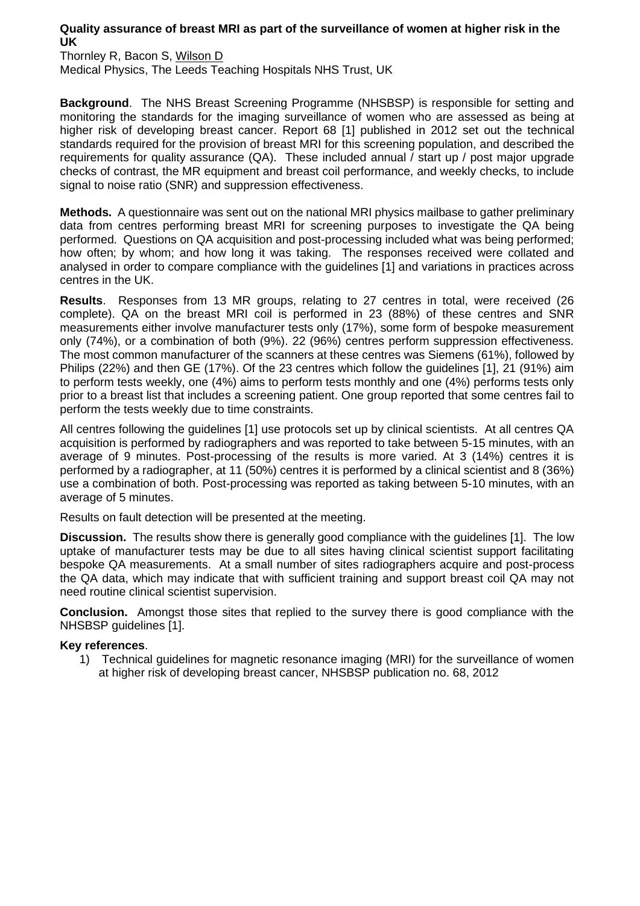**Quality assurance of breast MRI as part of the surveillance of women at higher risk in the UK**

Thornley R, Bacon S, Wilson D

Medical Physics, The Leeds Teaching Hospitals NHS Trust, UK

**Background**. The NHS Breast Screening Programme (NHSBSP) is responsible for setting and monitoring the standards for the imaging surveillance of women who are assessed as being at higher risk of developing breast cancer. Report 68 [1] published in 2012 set out the technical standards required for the provision of breast MRI for this screening population, and described the requirements for quality assurance (QA). These included annual / start up / post major upgrade checks of contrast, the MR equipment and breast coil performance, and weekly checks, to include signal to noise ratio (SNR) and suppression effectiveness.

**Methods.** A questionnaire was sent out on the national MRI physics mailbase to gather preliminary data from centres performing breast MRI for screening purposes to investigate the QA being performed. Questions on QA acquisition and post-processing included what was being performed; how often; by whom; and how long it was taking. The responses received were collated and analysed in order to compare compliance with the guidelines [1] and variations in practices across centres in the UK.

**Results**. Responses from 13 MR groups, relating to 27 centres in total, were received (26 complete). QA on the breast MRI coil is performed in 23 (88%) of these centres and SNR measurements either involve manufacturer tests only (17%), some form of bespoke measurement only (74%), or a combination of both (9%). 22 (96%) centres perform suppression effectiveness. The most common manufacturer of the scanners at these centres was Siemens (61%), followed by Philips (22%) and then GE (17%). Of the 23 centres which follow the guidelines [1], 21 (91%) aim to perform tests weekly, one (4%) aims to perform tests monthly and one (4%) performs tests only prior to a breast list that includes a screening patient. One group reported that some centres fail to perform the tests weekly due to time constraints.

All centres following the guidelines [1] use protocols set up by clinical scientists. At all centres QA acquisition is performed by radiographers and was reported to take between 5-15 minutes, with an average of 9 minutes. Post-processing of the results is more varied. At 3 (14%) centres it is performed by a radiographer, at 11 (50%) centres it is performed by a clinical scientist and 8 (36%) use a combination of both. Post-processing was reported as taking between 5-10 minutes, with an average of 5 minutes.

Results on fault detection will be presented at the meeting.

**Discussion.** The results show there is generally good compliance with the guidelines [1]. The low uptake of manufacturer tests may be due to all sites having clinical scientist support facilitating bespoke QA measurements. At a small number of sites radiographers acquire and post-process the QA data, which may indicate that with sufficient training and support breast coil QA may not need routine clinical scientist supervision.

**Conclusion.** Amongst those sites that replied to the survey there is good compliance with the NHSBSP guidelines [1].

**Key references**.

1) Technical guidelines for magnetic resonance imaging (MRI) for the surveillance of women at higher risk of developing breast cancer, NHSBSP publication no. 68, 2012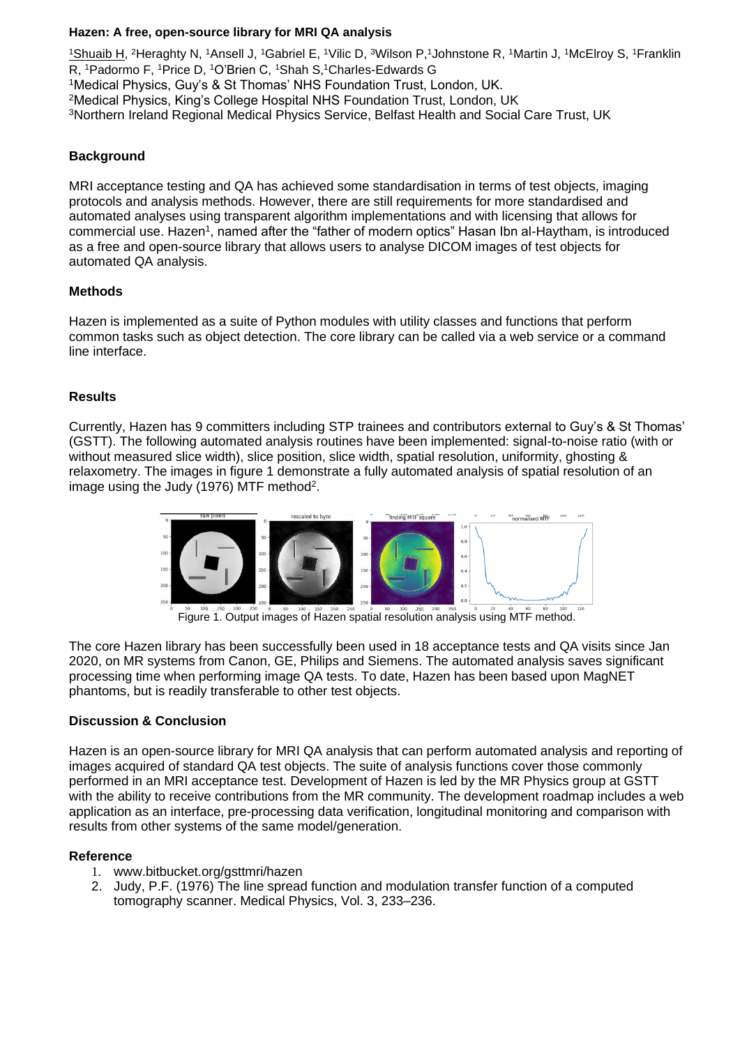**Hazen: A free, open-source library for MRI QA analysis**

[1]Shuaib H, [2]Heraghty N, [1]Ansell J, [1]Gabriel E, [1]Vilic D, [3]Wilson P,[1]Johnstone R, [1]Martin J, [1]McElroy S, [1]Franklin R, [1]Padormo F, [1]Price D, [1]O'Brien C, [1]Shah S,[1]Charles-Edwards G

[1]Medical Physics, Guy's & St Thomas' NHS Foundation Trust, London, UK.
[2]Medical Physics, King's College Hospital NHS Foundation Trust, London, UK
[3]Northern Ireland Regional Medical Physics Service, Belfast Health and Social Care Trust, UK

### Background

MRI acceptance testing and QA has achieved some standardisation in terms of test objects, imaging protocols and analysis methods. However, there are still requirements for more standardised and automated analyses using transparent algorithm implementations and with licensing that allows for commercial use. Hazen[1], named after the "father of modern optics" Hasan Ibn al-Haytham, is introduced as a free and open-source library that allows users to analyse DICOM images of test objects for automated QA analysis.

### Methods

Hazen is implemented as a suite of Python modules with utility classes and functions that perform common tasks such as object detection. The core library can be called via a web service or a command line interface.

### Results

Currently, Hazen has 9 committers including STP trainees and contributors external to Guy's & St Thomas' (GSTT). The following automated analysis routines have been implemented: signal-to-noise ratio (with or without measured slice width), slice position, slice width, spatial resolution, uniformity, ghosting & relaxometry. The images in figure 1 demonstrate a fully automated analysis of spatial resolution of an image using the Judy (1976) MTF method[2].

Figure 1. Output images of Hazen spatial resolution analysis using MTF method.

The core Hazen library has been successfully been used in 18 acceptance tests and QA visits since Jan 2020, on MR systems from Canon, GE, Philips and Siemens. The automated analysis saves significant processing time when performing image QA tests. To date, Hazen has been based upon MagNET phantoms, but is readily transferable to other test objects.

### Discussion & Conclusion

Hazen is an open-source library for MRI QA analysis that can perform automated analysis and reporting of images acquired of standard QA test objects. The suite of analysis functions cover those commonly performed in an MRI acceptance test. Development of Hazen is led by the MR Physics group at GSTT with the ability to receive contributions from the MR community. The development roadmap includes a web application as an interface, pre-processing data verification, longitudinal monitoring and comparison with results from other systems of the same model/generation.

### Reference

1. www.bitbucket.org/gsttmri/hazen
2. Judy, P.F. (1976) The line spread function and modulation transfer function of a computed tomography scanner. Medical Physics, Vol. 3, 233–236.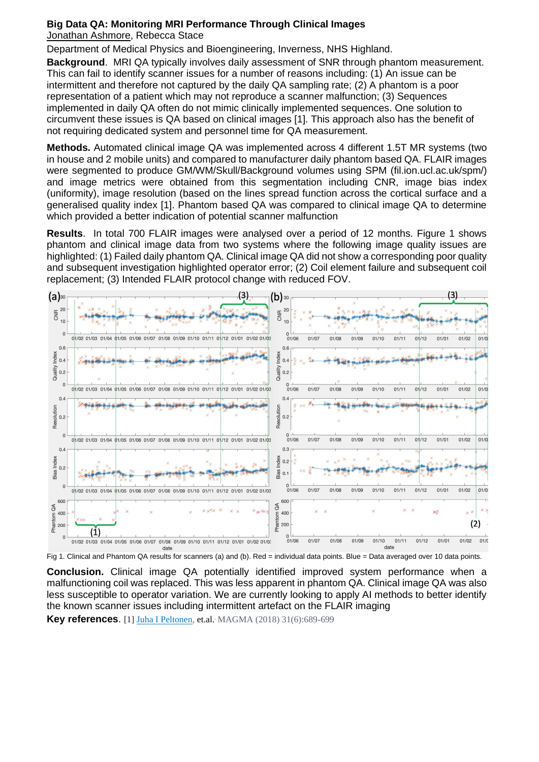## Big Data QA: Monitoring MRI Performance Through Clinical Images

Jonathan Ashmore, Rebecca Stace

Department of Medical Physics and Bioengineering, Inverness, NHS Highland.

**Background**. MRI QA typically involves daily assessment of SNR through phantom measurement. This can fail to identify scanner issues for a number of reasons including: (1) An issue can be intermittent and therefore not captured by the daily QA sampling rate; (2) A phantom is a poor representation of a patient which may not reproduce a scanner malfunction; (3) Sequences implemented in daily QA often do not mimic clinically implemented sequences. One solution to circumvent these issues is QA based on clinical images [1]. This approach also has the benefit of not requiring dedicated system and personnel time for QA measurement.

**Methods.** Automated clinical image QA was implemented across 4 different 1.5T MR systems (two in house and 2 mobile units) and compared to manufacturer daily phantom based QA. FLAIR images were segmented to produce GM/WM/Skull/Background volumes using SPM (fil.ion.ucl.ac.uk/spm/) and image metrics were obtained from this segmentation including CNR, image bias index (uniformity), image resolution (based on the lines spread function across the cortical surface and a generalised quality index [1]. Phantom based QA was compared to clinical image QA to determine which provided a better indication of potential scanner malfunction

**Results**. In total 700 FLAIR images were analysed over a period of 12 months. Figure 1 shows phantom and clinical image data from two systems where the following image quality issues are highlighted: (1) Failed daily phantom QA. Clinical image QA did not show a corresponding poor quality and subsequent investigation highlighted operator error; (2) Coil element failure and subsequent coil replacement; (3) Intended FLAIR protocol change with reduced FOV.

Fig 1. Clinical and Phantom QA results for scanners (a) and (b). Red = individual data points. Blue = Data averaged over 10 data points.

**Conclusion.** Clinical image QA potentially identified improved system performance when a malfunctioning coil was replaced. This was less apparent in phantom QA. Clinical image QA was also less susceptible to operator variation. We are currently looking to apply AI methods to better identify the known scanner issues including intermittent artefact on the FLAIR imaging

**Key references**. [1] Juha I Peltonen, et.al. MAGMA (2018) 31(6):689-699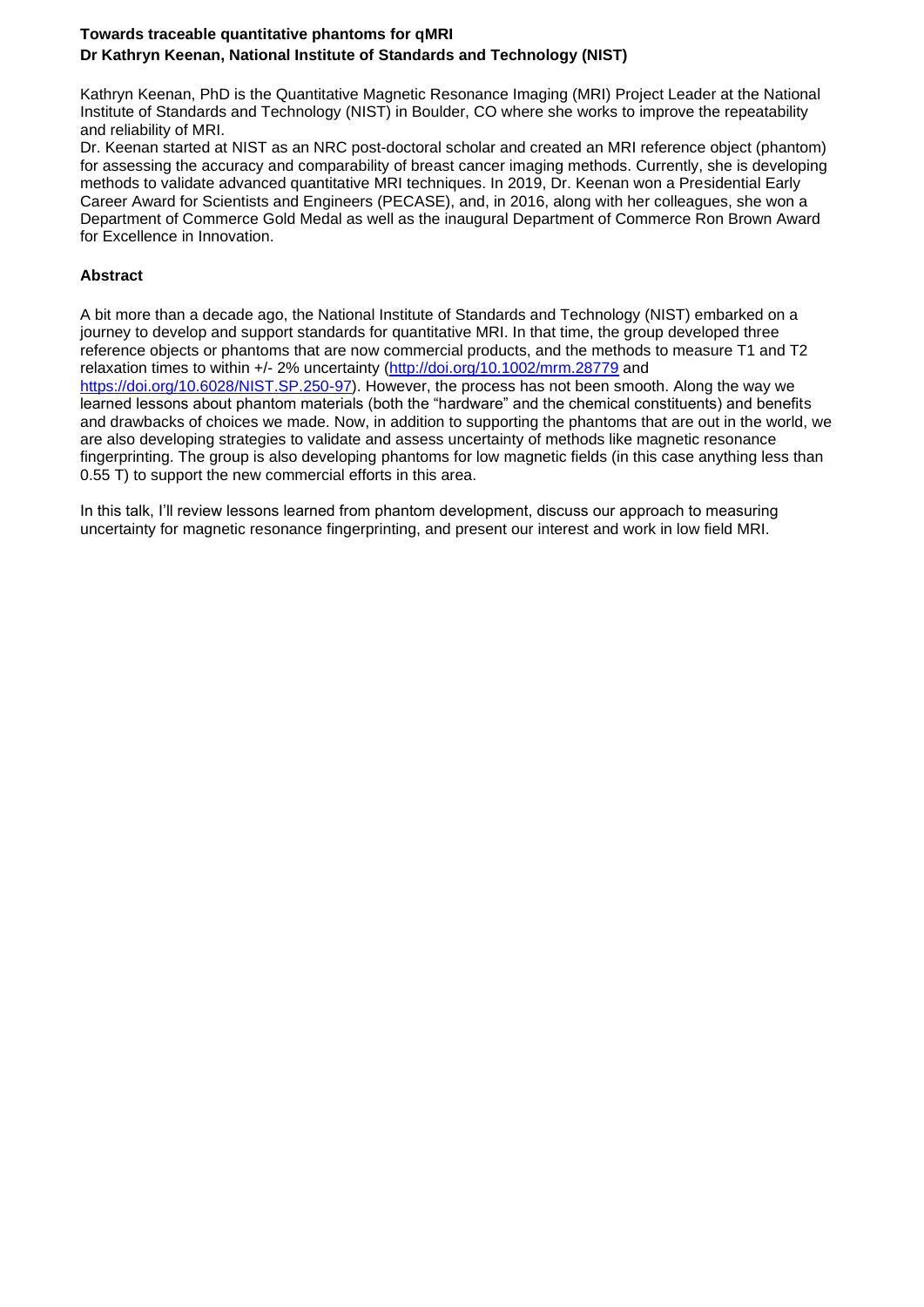**Towards traceable quantitative phantoms for qMRI**
**Dr Kathryn Keenan, National Institute of Standards and Technology (NIST)**

Kathryn Keenan, PhD is the Quantitative Magnetic Resonance Imaging (MRI) Project Leader at the National Institute of Standards and Technology (NIST) in Boulder, CO where she works to improve the repeatability and reliability of MRI.
Dr. Keenan started at NIST as an NRC post-doctoral scholar and created an MRI reference object (phantom) for assessing the accuracy and comparability of breast cancer imaging methods. Currently, she is developing methods to validate advanced quantitative MRI techniques. In 2019, Dr. Keenan won a Presidential Early Career Award for Scientists and Engineers (PECASE), and, in 2016, along with her colleagues, she won a Department of Commerce Gold Medal as well as the inaugural Department of Commerce Ron Brown Award for Excellence in Innovation.

**Abstract**

A bit more than a decade ago, the National Institute of Standards and Technology (NIST) embarked on a journey to develop and support standards for quantitative MRI. In that time, the group developed three reference objects or phantoms that are now commercial products, and the methods to measure T1 and T2 relaxation times to within +/- 2% uncertainty (http://doi.org/10.1002/mrm.28779 and https://doi.org/10.6028/NIST.SP.250-97). However, the process has not been smooth. Along the way we learned lessons about phantom materials (both the "hardware" and the chemical constituents) and benefits and drawbacks of choices we made. Now, in addition to supporting the phantoms that are out in the world, we are also developing strategies to validate and assess uncertainty of methods like magnetic resonance fingerprinting. The group is also developing phantoms for low magnetic fields (in this case anything less than 0.55 T) to support the new commercial efforts in this area.

In this talk, I'll review lessons learned from phantom development, discuss our approach to measuring uncertainty for magnetic resonance fingerprinting, and present our interest and work in low field MRI.